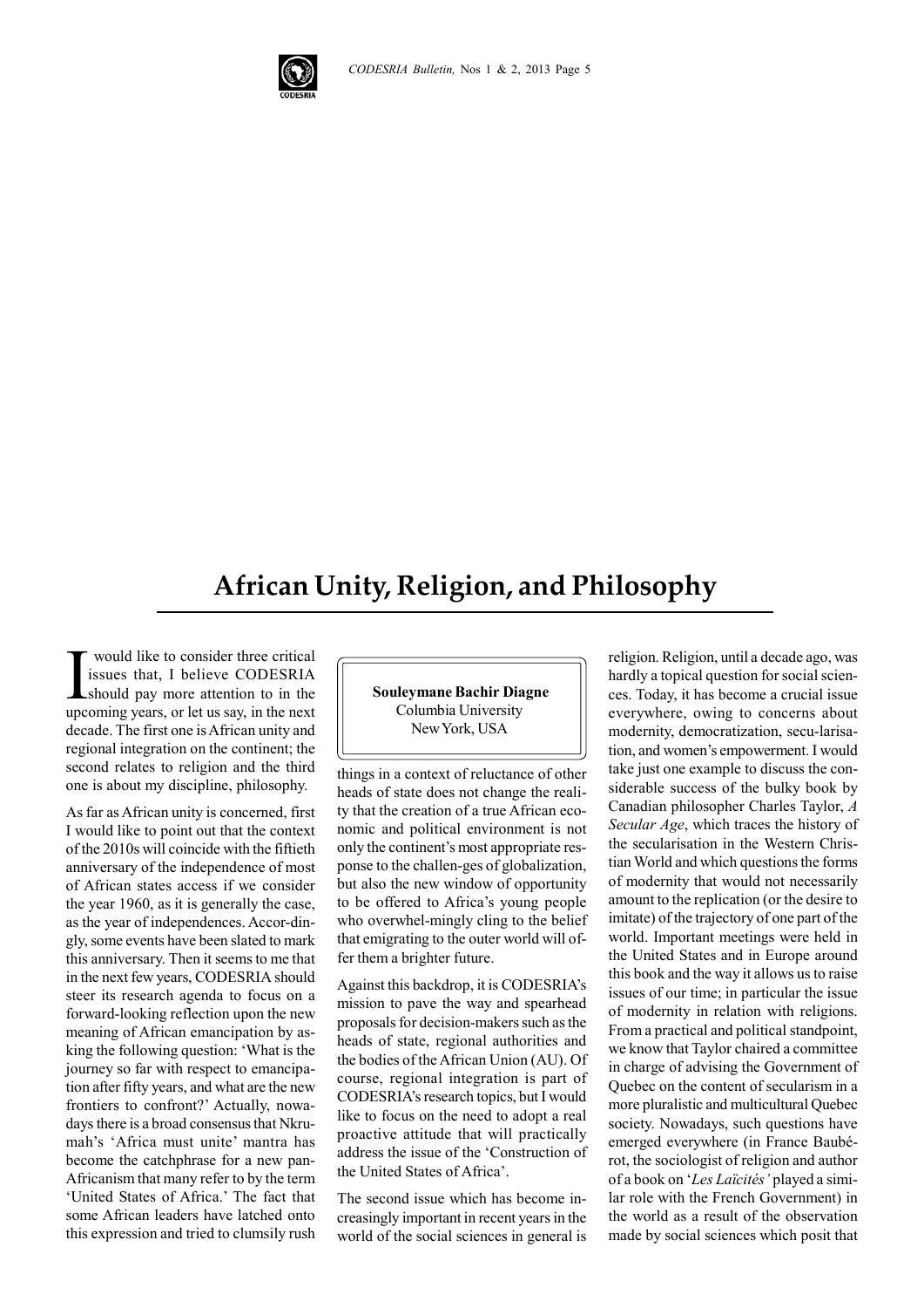# African Unity, Religion, and Philosophy

**Souleymane Bachir Diagne**
Columbia University
New York, USA

I would like to consider three critical issues that, I believe CODESRIA should pay more attention to in the upcoming years, or let us say, in the next decade. The first one is African unity and regional integration on the continent; the second relates to religion and the third one is about my discipline, philosophy.

As far as African unity is concerned, first I would like to point out that the context of the 2010s will coincide with the fiftieth anniversary of the independence of most of African states access if we consider the year 1960, as it is generally the case, as the year of independences. Accordingly, some events have been slated to mark this anniversary. Then it seems to me that in the next few years, CODESRIA should steer its research agenda to focus on a forward-looking reflection upon the new meaning of African emancipation by asking the following question: 'What is the journey so far with respect to emancipation after fifty years, and what are the new frontiers to confront?' Actually, nowadays there is a broad consensus that Nkrumah's 'Africa must unite' mantra has become the catchphrase for a new pan-Africanism that many refer to by the term 'United States of Africa.' The fact that some African leaders have latched onto this expression and tried to clumsily rush things in a context of reluctance of other heads of state does not change the reality that the creation of a true African economic and political environment is not only the continent's most appropriate response to the challenges of globalization, but also the new window of opportunity to be offered to Africa's young people who overwhelmingly cling to the belief that emigrating to the outer world will offer them a brighter future.

Against this backdrop, it is CODESRIA's mission to pave the way and spearhead proposals for decision-makers such as the heads of state, regional authorities and the bodies of the African Union (AU). Of course, regional integration is part of CODESRIA's research topics, but I would like to focus on the need to adopt a real proactive attitude that will practically address the issue of the 'Construction of the United States of Africa'.

The second issue which has become increasingly important in recent years in the world of the social sciences in general is religion. Religion, until a decade ago, was hardly a topical question for social sciences. Today, it has become a crucial issue everywhere, owing to concerns about modernity, democratization, secularisation, and women's empowerment. I would take just one example to discuss the considerable success of the bulky book by Canadian philosopher Charles Taylor, *A Secular Age*, which traces the history of the secularisation in the Western Christian World and which questions the forms of modernity that would not necessarily amount to the replication (or the desire to imitate) of the trajectory of one part of the world. Important meetings were held in the United States and in Europe around this book and the way it allows us to raise issues of our time; in particular the issue of modernity in relation with religions. From a practical and political standpoint, we know that Taylor chaired a committee in charge of advising the Government of Quebec on the content of secularism in a more pluralistic and multicultural Quebec society. Nowadays, such questions have emerged everywhere (in France Baubérot, the sociologist of religion and author of a book on '*Les Laïcités'* played a similar role with the French Government) in the world as a result of the observation made by social sciences which posit that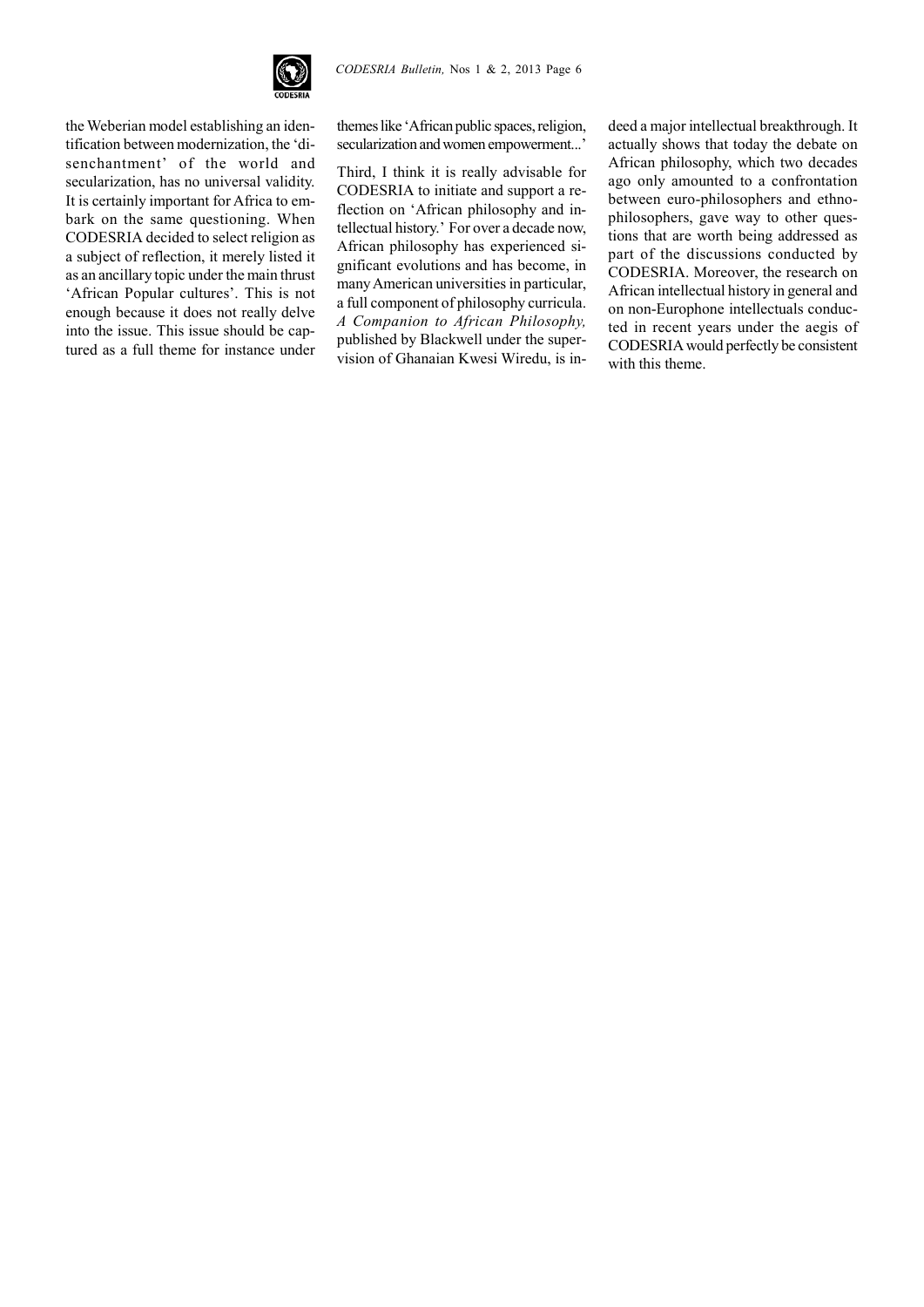the Weberian model establishing an identification between modernization, the 'disenchantment' of the world and secularization, has no universal validity. It is certainly important for Africa to embark on the same questioning. When CODESRIA decided to select religion as a subject of reflection, it merely listed it as an ancillary topic under the main thrust 'African Popular cultures'. This is not enough because it does not really delve into the issue. This issue should be captured as a full theme for instance under themes like 'African public spaces, religion, secularization and women empowerment...'

Third, I think it is really advisable for CODESRIA to initiate and support a reflection on 'African philosophy and intellectual history.' For over a decade now, African philosophy has experienced significant evolutions and has become, in many American universities in particular, a full component of philosophy curricula. *A Companion to African Philosophy,* published by Blackwell under the supervision of Ghanaian Kwesi Wiredu, is indeed a major intellectual breakthrough. It actually shows that today the debate on African philosophy, which two decades ago only amounted to a confrontation between euro-philosophers and ethno-philosophers, gave way to other questions that are worth being addressed as part of the discussions conducted by CODESRIA. Moreover, the research on African intellectual history in general and on non-Europhone intellectuals conducted in recent years under the aegis of CODESRIA would perfectly be consistent with this theme.